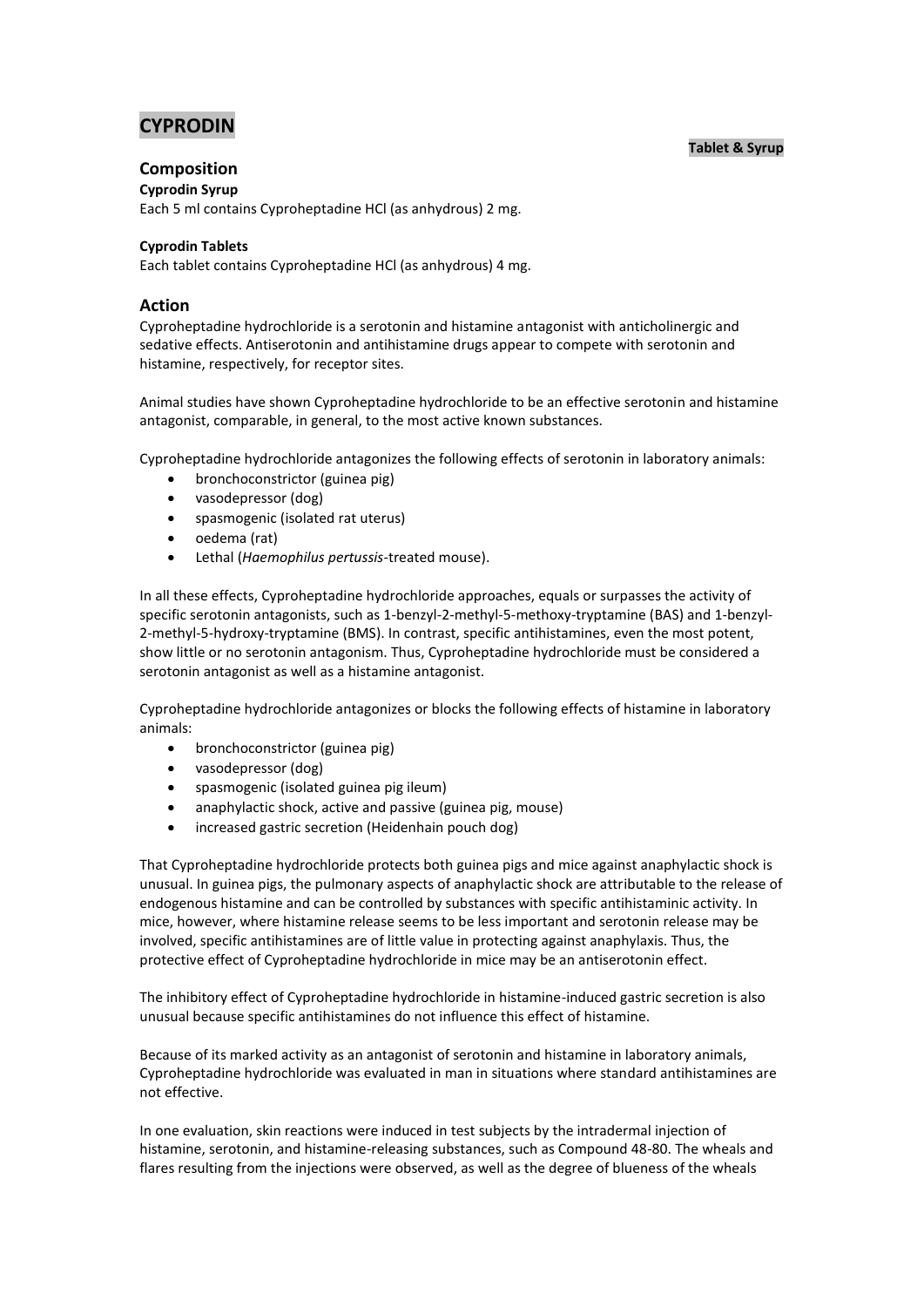# CYPRODIN

**Tablet & Syrup**

## Composition

**Cyprodin Syrup**

Each 5 ml contains Cyproheptadine HCl (as anhydrous) 2 mg.

**Cyprodin Tablets**

Each tablet contains Cyproheptadine HCl (as anhydrous) 4 mg.

## Action

Cyproheptadine hydrochloride is a serotonin and histamine antagonist with anticholinergic and sedative effects. Antiserotonin and antihistamine drugs appear to compete with serotonin and histamine, respectively, for receptor sites.

Animal studies have shown Cyproheptadine hydrochloride to be an effective serotonin and histamine antagonist, comparable, in general, to the most active known substances.

Cyproheptadine hydrochloride antagonizes the following effects of serotonin in laboratory animals:

- bronchoconstrictor (guinea pig)
- vasodepressor (dog)
- spasmogenic (isolated rat uterus)
- oedema (rat)
- Lethal (*Haemophilus pertussis*-treated mouse).

In all these effects, Cyproheptadine hydrochloride approaches, equals or surpasses the activity of specific serotonin antagonists, such as 1-benzyl-2-methyl-5-methoxy-tryptamine (BAS) and 1-benzyl-2-methyl-5-hydroxy-tryptamine (BMS). In contrast, specific antihistamines, even the most potent, show little or no serotonin antagonism. Thus, Cyproheptadine hydrochloride must be considered a serotonin antagonist as well as a histamine antagonist.

Cyproheptadine hydrochloride antagonizes or blocks the following effects of histamine in laboratory animals:

- bronchoconstrictor (guinea pig)
- vasodepressor (dog)
- spasmogenic (isolated guinea pig ileum)
- anaphylactic shock, active and passive (guinea pig, mouse)
- increased gastric secretion (Heidenhain pouch dog)

That Cyproheptadine hydrochloride protects both guinea pigs and mice against anaphylactic shock is unusual. In guinea pigs, the pulmonary aspects of anaphylactic shock are attributable to the release of endogenous histamine and can be controlled by substances with specific antihistaminic activity. In mice, however, where histamine release seems to be less important and serotonin release may be involved, specific antihistamines are of little value in protecting against anaphylaxis. Thus, the protective effect of Cyproheptadine hydrochloride in mice may be an antiserotonin effect.

The inhibitory effect of Cyproheptadine hydrochloride in histamine-induced gastric secretion is also unusual because specific antihistamines do not influence this effect of histamine.

Because of its marked activity as an antagonist of serotonin and histamine in laboratory animals, Cyproheptadine hydrochloride was evaluated in man in situations where standard antihistamines are not effective.

In one evaluation, skin reactions were induced in test subjects by the intradermal injection of histamine, serotonin, and histamine-releasing substances, such as Compound 48-80. The wheals and flares resulting from the injections were observed, as well as the degree of blueness of the wheals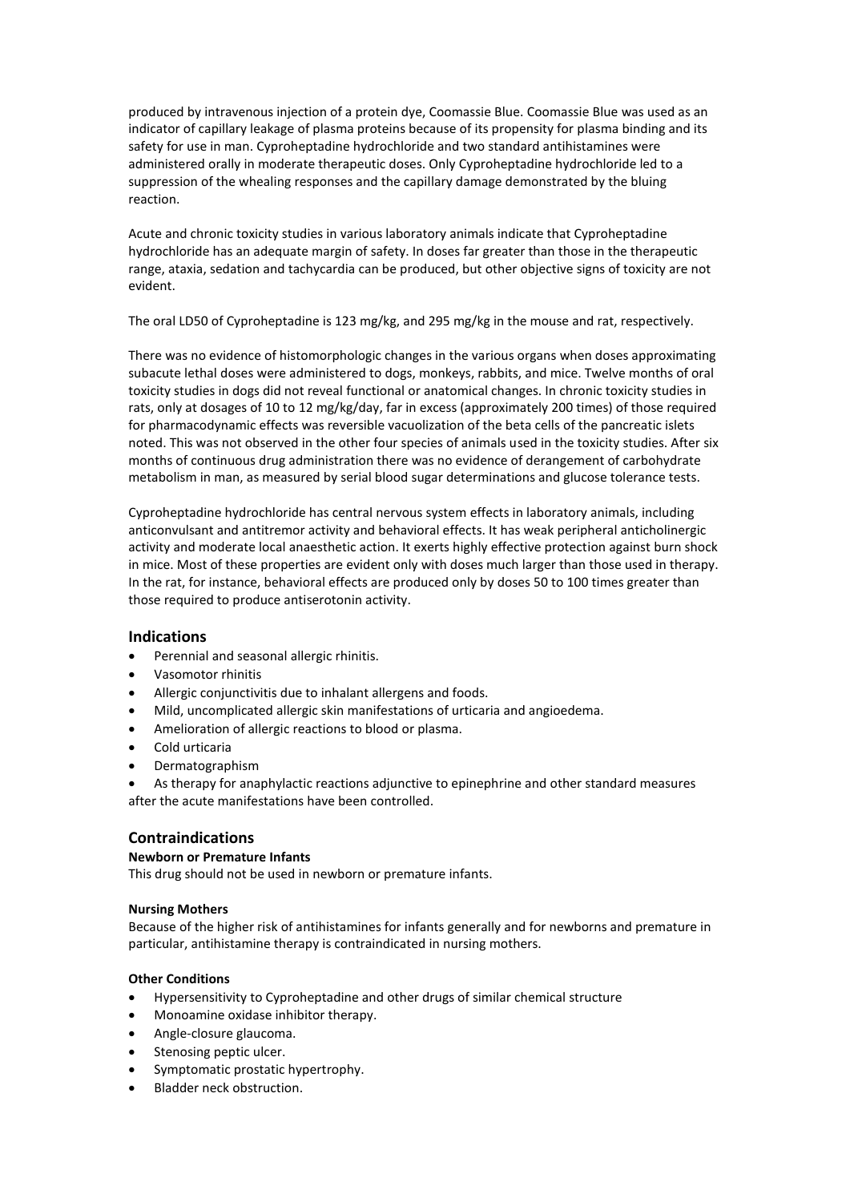produced by intravenous injection of a protein dye, Coomassie Blue. Coomassie Blue was used as an indicator of capillary leakage of plasma proteins because of its propensity for plasma binding and its safety for use in man. Cyproheptadine hydrochloride and two standard antihistamines were administered orally in moderate therapeutic doses. Only Cyproheptadine hydrochloride led to a suppression of the whealing responses and the capillary damage demonstrated by the bluing reaction.

Acute and chronic toxicity studies in various laboratory animals indicate that Cyproheptadine hydrochloride has an adequate margin of safety. In doses far greater than those in the therapeutic range, ataxia, sedation and tachycardia can be produced, but other objective signs of toxicity are not evident.

The oral LD50 of Cyproheptadine is 123 mg/kg, and 295 mg/kg in the mouse and rat, respectively.

There was no evidence of histomorphologic changes in the various organs when doses approximating subacute lethal doses were administered to dogs, monkeys, rabbits, and mice. Twelve months of oral toxicity studies in dogs did not reveal functional or anatomical changes. In chronic toxicity studies in rats, only at dosages of 10 to 12 mg/kg/day, far in excess (approximately 200 times) of those required for pharmacodynamic effects was reversible vacuolization of the beta cells of the pancreatic islets noted. This was not observed in the other four species of animals used in the toxicity studies. After six months of continuous drug administration there was no evidence of derangement of carbohydrate metabolism in man, as measured by serial blood sugar determinations and glucose tolerance tests.

Cyproheptadine hydrochloride has central nervous system effects in laboratory animals, including anticonvulsant and antitremor activity and behavioral effects. It has weak peripheral anticholinergic activity and moderate local anaesthetic action. It exerts highly effective protection against burn shock in mice. Most of these properties are evident only with doses much larger than those used in therapy. In the rat, for instance, behavioral effects are produced only by doses 50 to 100 times greater than those required to produce antiserotonin activity.

## Indications

- Perennial and seasonal allergic rhinitis.
- Vasomotor rhinitis
- Allergic conjunctivitis due to inhalant allergens and foods.
- Mild, uncomplicated allergic skin manifestations of urticaria and angioedema.
- Amelioration of allergic reactions to blood or plasma.
- Cold urticaria
- Dermatographism
- As therapy for anaphylactic reactions adjunctive to epinephrine and other standard measures after the acute manifestations have been controlled.

## Contraindications

**Newborn or Premature Infants**

This drug should not be used in newborn or premature infants.

**Nursing Mothers**

Because of the higher risk of antihistamines for infants generally and for newborns and premature in particular, antihistamine therapy is contraindicated in nursing mothers.

**Other Conditions**

- Hypersensitivity to Cyproheptadine and other drugs of similar chemical structure
- Monoamine oxidase inhibitor therapy.
- Angle-closure glaucoma.
- Stenosing peptic ulcer.
- Symptomatic prostatic hypertrophy.
- Bladder neck obstruction.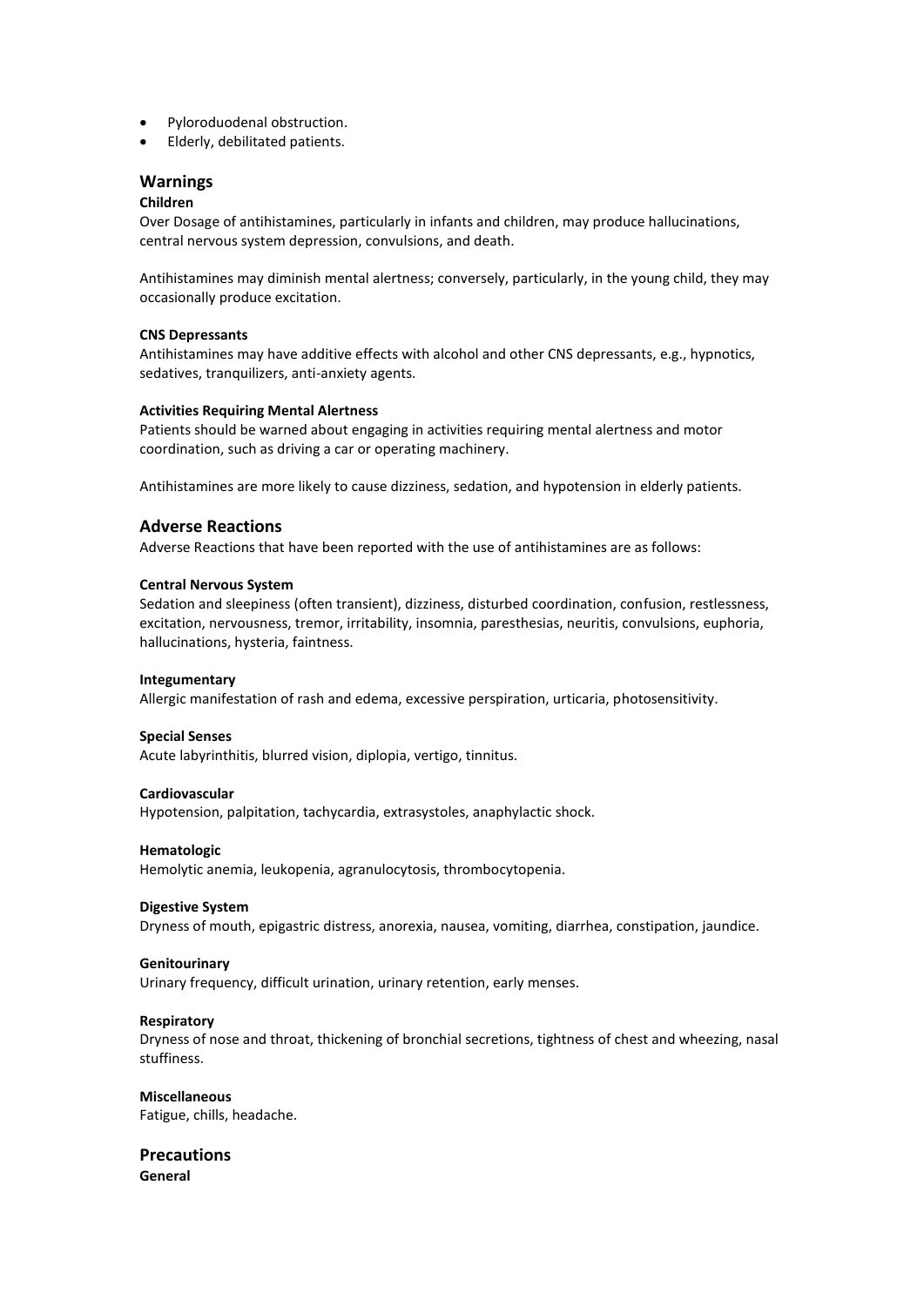- Pyloroduodenal obstruction.
- Elderly, debilitated patients.

## Warnings

**Children**

Over Dosage of antihistamines, particularly in infants and children, may produce hallucinations, central nervous system depression, convulsions, and death.

Antihistamines may diminish mental alertness; conversely, particularly, in the young child, they may occasionally produce excitation.

**CNS Depressants**

Antihistamines may have additive effects with alcohol and other CNS depressants, e.g., hypnotics, sedatives, tranquilizers, anti-anxiety agents.

**Activities Requiring Mental Alertness**

Patients should be warned about engaging in activities requiring mental alertness and motor coordination, such as driving a car or operating machinery.

Antihistamines are more likely to cause dizziness, sedation, and hypotension in elderly patients.

## Adverse Reactions

Adverse Reactions that have been reported with the use of antihistamines are as follows:

**Central Nervous System**

Sedation and sleepiness (often transient), dizziness, disturbed coordination, confusion, restlessness, excitation, nervousness, tremor, irritability, insomnia, paresthesias, neuritis, convulsions, euphoria, hallucinations, hysteria, faintness.

**Integumentary**

Allergic manifestation of rash and edema, excessive perspiration, urticaria, photosensitivity.

**Special Senses**

Acute labyrinthitis, blurred vision, diplopia, vertigo, tinnitus.

**Cardiovascular**

Hypotension, palpitation, tachycardia, extrasystoles, anaphylactic shock.

**Hematologic**

Hemolytic anemia, leukopenia, agranulocytosis, thrombocytopenia.

**Digestive System**

Dryness of mouth, epigastric distress, anorexia, nausea, vomiting, diarrhea, constipation, jaundice.

**Genitourinary**

Urinary frequency, difficult urination, urinary retention, early menses.

**Respiratory**

Dryness of nose and throat, thickening of bronchial secretions, tightness of chest and wheezing, nasal stuffiness.

**Miscellaneous**

Fatigue, chills, headache.

## Precautions

**General**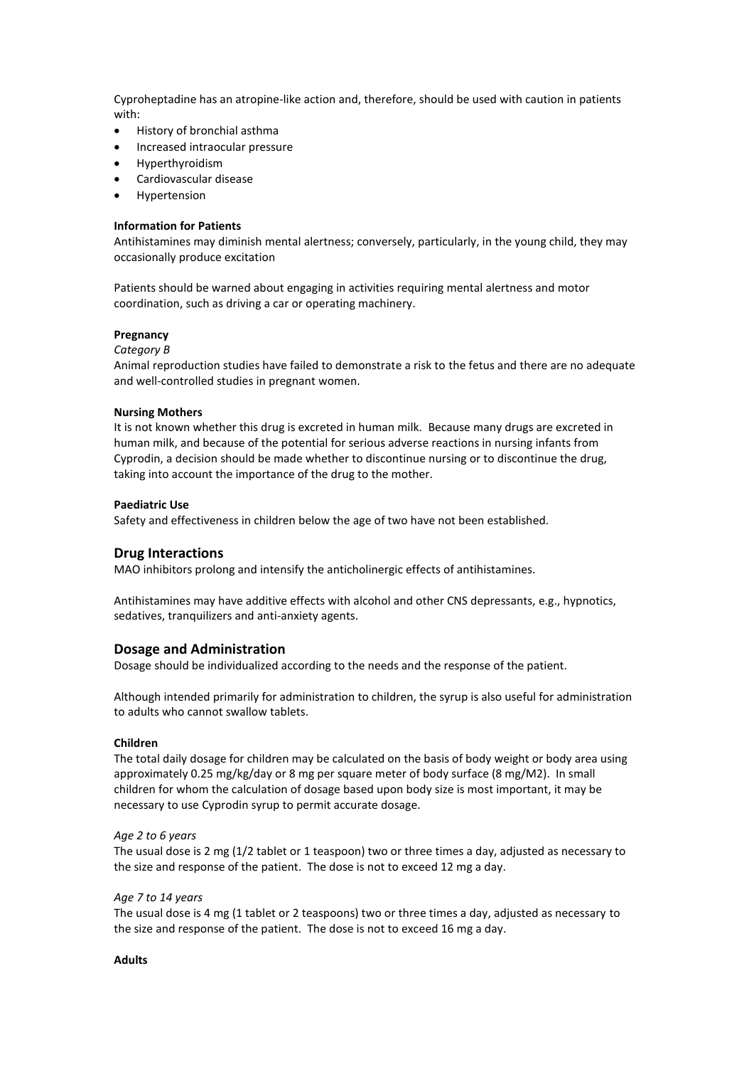Cyproheptadine has an atropine-like action and, therefore, should be used with caution in patients with:

- History of bronchial asthma
- Increased intraocular pressure
- Hyperthyroidism
- Cardiovascular disease
- Hypertension

**Information for Patients**

Antihistamines may diminish mental alertness; conversely, particularly, in the young child, they may occasionally produce excitation

Patients should be warned about engaging in activities requiring mental alertness and motor coordination, such as driving a car or operating machinery.

**Pregnancy**

*Category B*

Animal reproduction studies have failed to demonstrate a risk to the fetus and there are no adequate and well-controlled studies in pregnant women.

**Nursing Mothers**

It is not known whether this drug is excreted in human milk. Because many drugs are excreted in human milk, and because of the potential for serious adverse reactions in nursing infants from Cyprodin, a decision should be made whether to discontinue nursing or to discontinue the drug, taking into account the importance of the drug to the mother.

**Paediatric Use**

Safety and effectiveness in children below the age of two have not been established.

## Drug Interactions

MAO inhibitors prolong and intensify the anticholinergic effects of antihistamines.

Antihistamines may have additive effects with alcohol and other CNS depressants, e.g., hypnotics, sedatives, tranquilizers and anti-anxiety agents.

## Dosage and Administration

Dosage should be individualized according to the needs and the response of the patient.

Although intended primarily for administration to children, the syrup is also useful for administration to adults who cannot swallow tablets.

**Children**

The total daily dosage for children may be calculated on the basis of body weight or body area using approximately 0.25 mg/kg/day or 8 mg per square meter of body surface (8 mg/M2). In small children for whom the calculation of dosage based upon body size is most important, it may be necessary to use Cyprodin syrup to permit accurate dosage.

*Age 2 to 6 years*

The usual dose is 2 mg (1/2 tablet or 1 teaspoon) two or three times a day, adjusted as necessary to the size and response of the patient. The dose is not to exceed 12 mg a day.

*Age 7 to 14 years*

The usual dose is 4 mg (1 tablet or 2 teaspoons) two or three times a day, adjusted as necessary to the size and response of the patient. The dose is not to exceed 16 mg a day.

**Adults**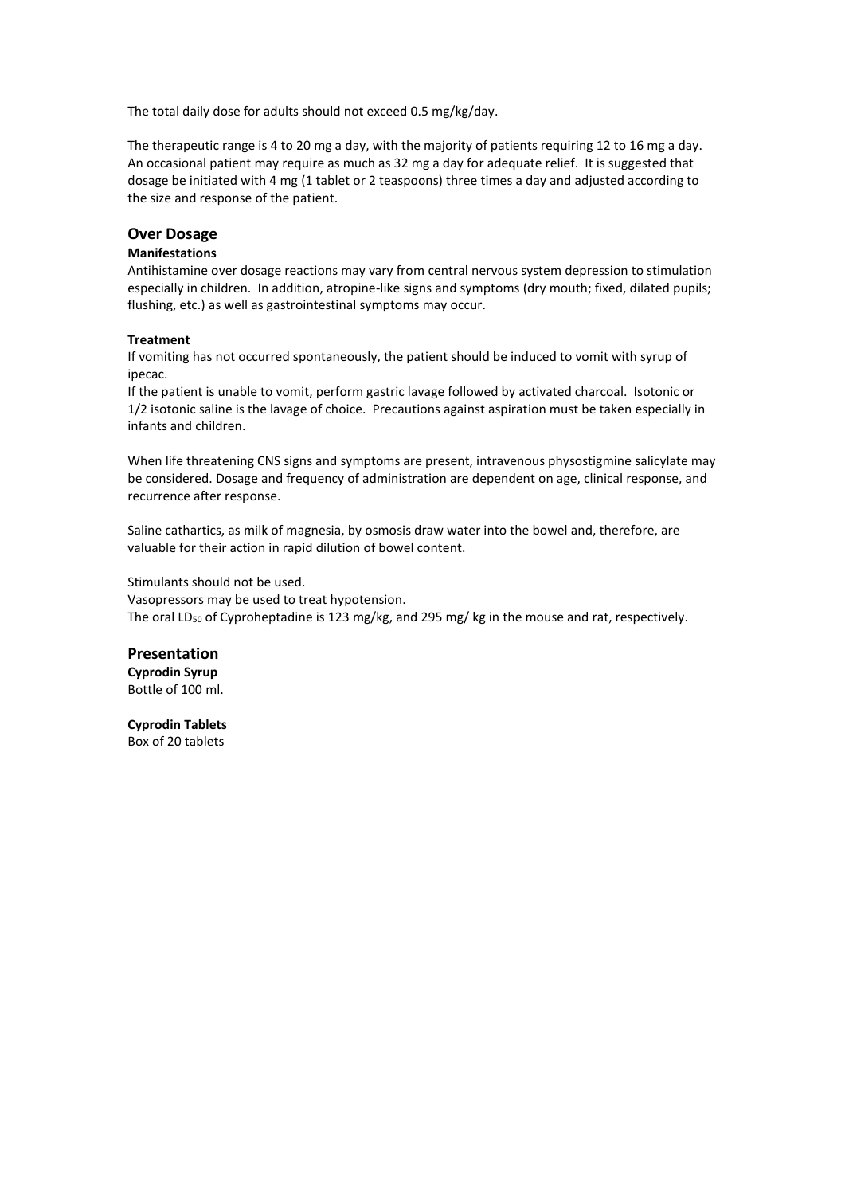The total daily dose for adults should not exceed 0.5 mg/kg/day.

The therapeutic range is 4 to 20 mg a day, with the majority of patients requiring 12 to 16 mg a day. An occasional patient may require as much as 32 mg a day for adequate relief. It is suggested that dosage be initiated with 4 mg (1 tablet or 2 teaspoons) three times a day and adjusted according to the size and response of the patient.

## Over Dosage

**Manifestations**

Antihistamine over dosage reactions may vary from central nervous system depression to stimulation especially in children. In addition, atropine-like signs and symptoms (dry mouth; fixed, dilated pupils; flushing, etc.) as well as gastrointestinal symptoms may occur.

**Treatment**

If vomiting has not occurred spontaneously, the patient should be induced to vomit with syrup of ipecac.

If the patient is unable to vomit, perform gastric lavage followed by activated charcoal. Isotonic or 1/2 isotonic saline is the lavage of choice. Precautions against aspiration must be taken especially in infants and children.

When life threatening CNS signs and symptoms are present, intravenous physostigmine salicylate may be considered. Dosage and frequency of administration are dependent on age, clinical response, and recurrence after response.

Saline cathartics, as milk of magnesia, by osmosis draw water into the bowel and, therefore, are valuable for their action in rapid dilution of bowel content.

Stimulants should not be used.

Vasopressors may be used to treat hypotension.

The oral $LD_{50}$ of Cyproheptadine is 123 mg/kg, and 295 mg/ kg in the mouse and rat, respectively.

## Presentation

**Cyprodin Syrup**

Bottle of 100 ml.

**Cyprodin Tablets**

Box of 20 tablets